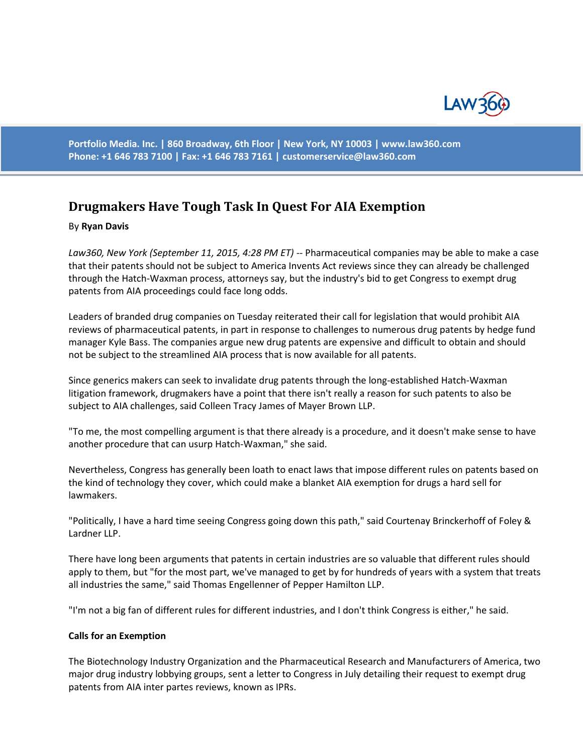# Drugmakers Have Tough Task In Quest For AIA Exemption

By **Ryan Davis**

*Law360, New York (September 11, 2015, 4:28 PM ET)* -- Pharmaceutical companies may be able to make a case that their patents should not be subject to America Invents Act reviews since they can already be challenged through the Hatch-Waxman process, attorneys say, but the industry's bid to get Congress to exempt drug patents from AIA proceedings could face long odds.

Leaders of branded drug companies on Tuesday reiterated their call for legislation that would prohibit AIA reviews of pharmaceutical patents, in part in response to challenges to numerous drug patents by hedge fund manager Kyle Bass. The companies argue new drug patents are expensive and difficult to obtain and should not be subject to the streamlined AIA process that is now available for all patents.

Since generics makers can seek to invalidate drug patents through the long-established Hatch-Waxman litigation framework, drugmakers have a point that there isn't really a reason for such patents to also be subject to AIA challenges, said Colleen Tracy James of Mayer Brown LLP.

"To me, the most compelling argument is that there already is a procedure, and it doesn't make sense to have another procedure that can usurp Hatch-Waxman," she said.

Nevertheless, Congress has generally been loath to enact laws that impose different rules on patents based on the kind of technology they cover, which could make a blanket AIA exemption for drugs a hard sell for lawmakers.

"Politically, I have a hard time seeing Congress going down this path," said Courtenay Brinckerhoff of Foley & Lardner LLP.

There have long been arguments that patents in certain industries are so valuable that different rules should apply to them, but "for the most part, we've managed to get by for hundreds of years with a system that treats all industries the same," said Thomas Engellenner of Pepper Hamilton LLP.

"I'm not a big fan of different rules for different industries, and I don't think Congress is either," he said.

**Calls for an Exemption**

The Biotechnology Industry Organization and the Pharmaceutical Research and Manufacturers of America, two major drug industry lobbying groups, sent a letter to Congress in July detailing their request to exempt drug patents from AIA inter partes reviews, known as IPRs.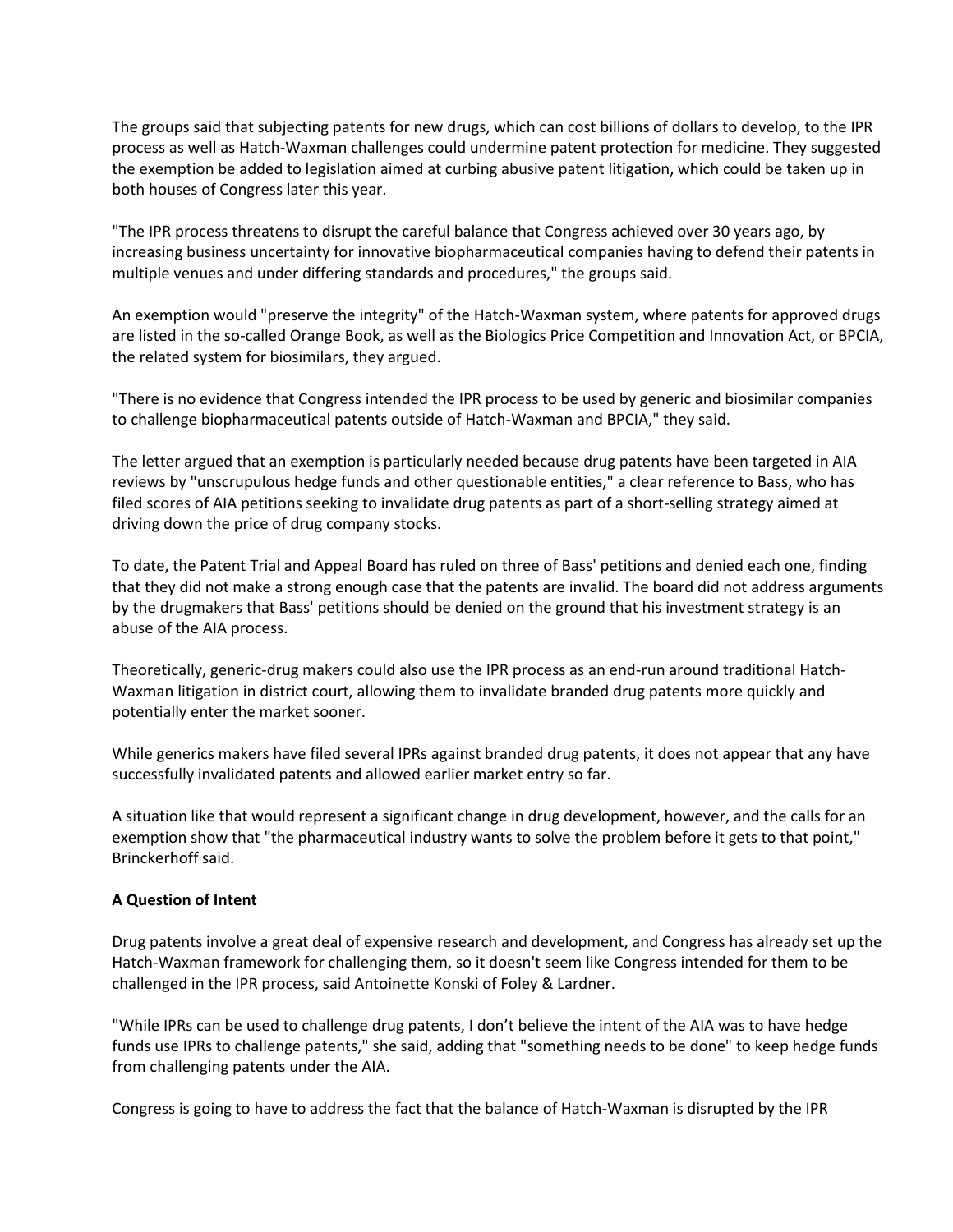The groups said that subjecting patents for new drugs, which can cost billions of dollars to develop, to the IPR process as well as Hatch-Waxman challenges could undermine patent protection for medicine. They suggested the exemption be added to legislation aimed at curbing abusive patent litigation, which could be taken up in both houses of Congress later this year.

"The IPR process threatens to disrupt the careful balance that Congress achieved over 30 years ago, by increasing business uncertainty for innovative biopharmaceutical companies having to defend their patents in multiple venues and under differing standards and procedures," the groups said.

An exemption would "preserve the integrity" of the Hatch-Waxman system, where patents for approved drugs are listed in the so-called Orange Book, as well as the Biologics Price Competition and Innovation Act, or BPCIA, the related system for biosimilars, they argued.

"There is no evidence that Congress intended the IPR process to be used by generic and biosimilar companies to challenge biopharmaceutical patents outside of Hatch-Waxman and BPCIA," they said.

The letter argued that an exemption is particularly needed because drug patents have been targeted in AIA reviews by "unscrupulous hedge funds and other questionable entities," a clear reference to Bass, who has filed scores of AIA petitions seeking to invalidate drug patents as part of a short-selling strategy aimed at driving down the price of drug company stocks.

To date, the Patent Trial and Appeal Board has ruled on three of Bass' petitions and denied each one, finding that they did not make a strong enough case that the patents are invalid. The board did not address arguments by the drugmakers that Bass' petitions should be denied on the ground that his investment strategy is an abuse of the AIA process.

Theoretically, generic-drug makers could also use the IPR process as an end-run around traditional Hatch-Waxman litigation in district court, allowing them to invalidate branded drug patents more quickly and potentially enter the market sooner.

While generics makers have filed several IPRs against branded drug patents, it does not appear that any have successfully invalidated patents and allowed earlier market entry so far.

A situation like that would represent a significant change in drug development, however, and the calls for an exemption show that "the pharmaceutical industry wants to solve the problem before it gets to that point," Brinckerhoff said.

**A Question of Intent**

Drug patents involve a great deal of expensive research and development, and Congress has already set up the Hatch-Waxman framework for challenging them, so it doesn't seem like Congress intended for them to be challenged in the IPR process, said Antoinette Konski of Foley & Lardner.

"While IPRs can be used to challenge drug patents, I don't believe the intent of the AIA was to have hedge funds use IPRs to challenge patents," she said, adding that "something needs to be done" to keep hedge funds from challenging patents under the AIA.

Congress is going to have to address the fact that the balance of Hatch-Waxman is disrupted by the IPR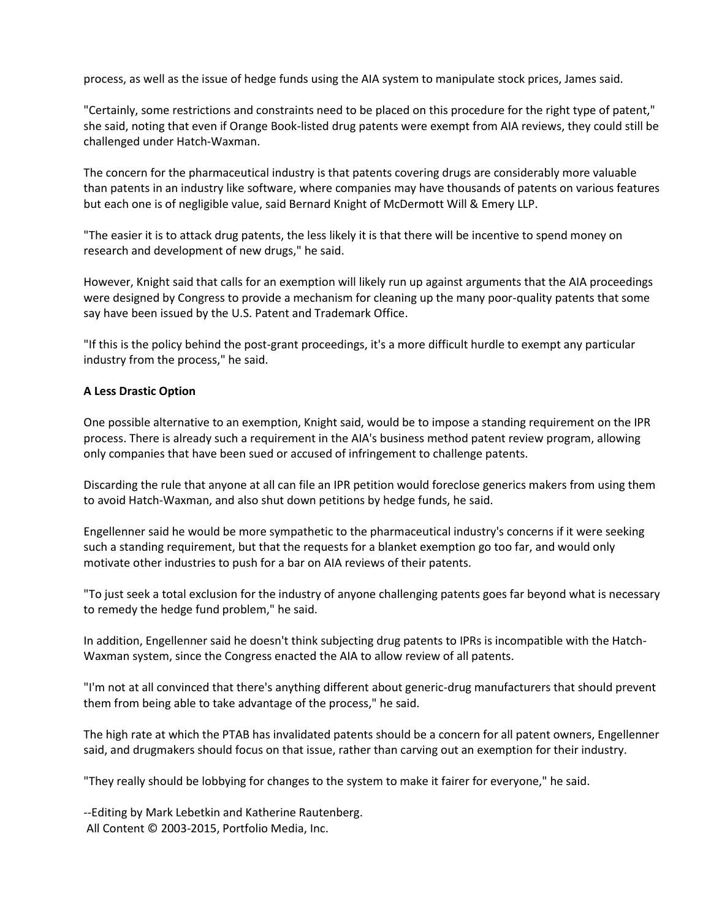process, as well as the issue of hedge funds using the AIA system to manipulate stock prices, James said.

"Certainly, some restrictions and constraints need to be placed on this procedure for the right type of patent," she said, noting that even if Orange Book-listed drug patents were exempt from AIA reviews, they could still be challenged under Hatch-Waxman.

The concern for the pharmaceutical industry is that patents covering drugs are considerably more valuable than patents in an industry like software, where companies may have thousands of patents on various features but each one is of negligible value, said Bernard Knight of McDermott Will & Emery LLP.

"The easier it is to attack drug patents, the less likely it is that there will be incentive to spend money on research and development of new drugs," he said.

However, Knight said that calls for an exemption will likely run up against arguments that the AIA proceedings were designed by Congress to provide a mechanism for cleaning up the many poor-quality patents that some say have been issued by the U.S. Patent and Trademark Office.

"If this is the policy behind the post-grant proceedings, it's a more difficult hurdle to exempt any particular industry from the process," he said.

**A Less Drastic Option**

One possible alternative to an exemption, Knight said, would be to impose a standing requirement on the IPR process. There is already such a requirement in the AIA's business method patent review program, allowing only companies that have been sued or accused of infringement to challenge patents.

Discarding the rule that anyone at all can file an IPR petition would foreclose generics makers from using them to avoid Hatch-Waxman, and also shut down petitions by hedge funds, he said.

Engellenner said he would be more sympathetic to the pharmaceutical industry's concerns if it were seeking such a standing requirement, but that the requests for a blanket exemption go too far, and would only motivate other industries to push for a bar on AIA reviews of their patents.

"To just seek a total exclusion for the industry of anyone challenging patents goes far beyond what is necessary to remedy the hedge fund problem," he said.

In addition, Engellenner said he doesn't think subjecting drug patents to IPRs is incompatible with the Hatch-Waxman system, since the Congress enacted the AIA to allow review of all patents.

"I'm not at all convinced that there's anything different about generic-drug manufacturers that should prevent them from being able to take advantage of the process," he said.

The high rate at which the PTAB has invalidated patents should be a concern for all patent owners, Engellenner said, and drugmakers should focus on that issue, rather than carving out an exemption for their industry.

"They really should be lobbying for changes to the system to make it fairer for everyone," he said.

--Editing by Mark Lebetkin and Katherine Rautenberg.

All Content © 2003-2015, Portfolio Media, Inc.